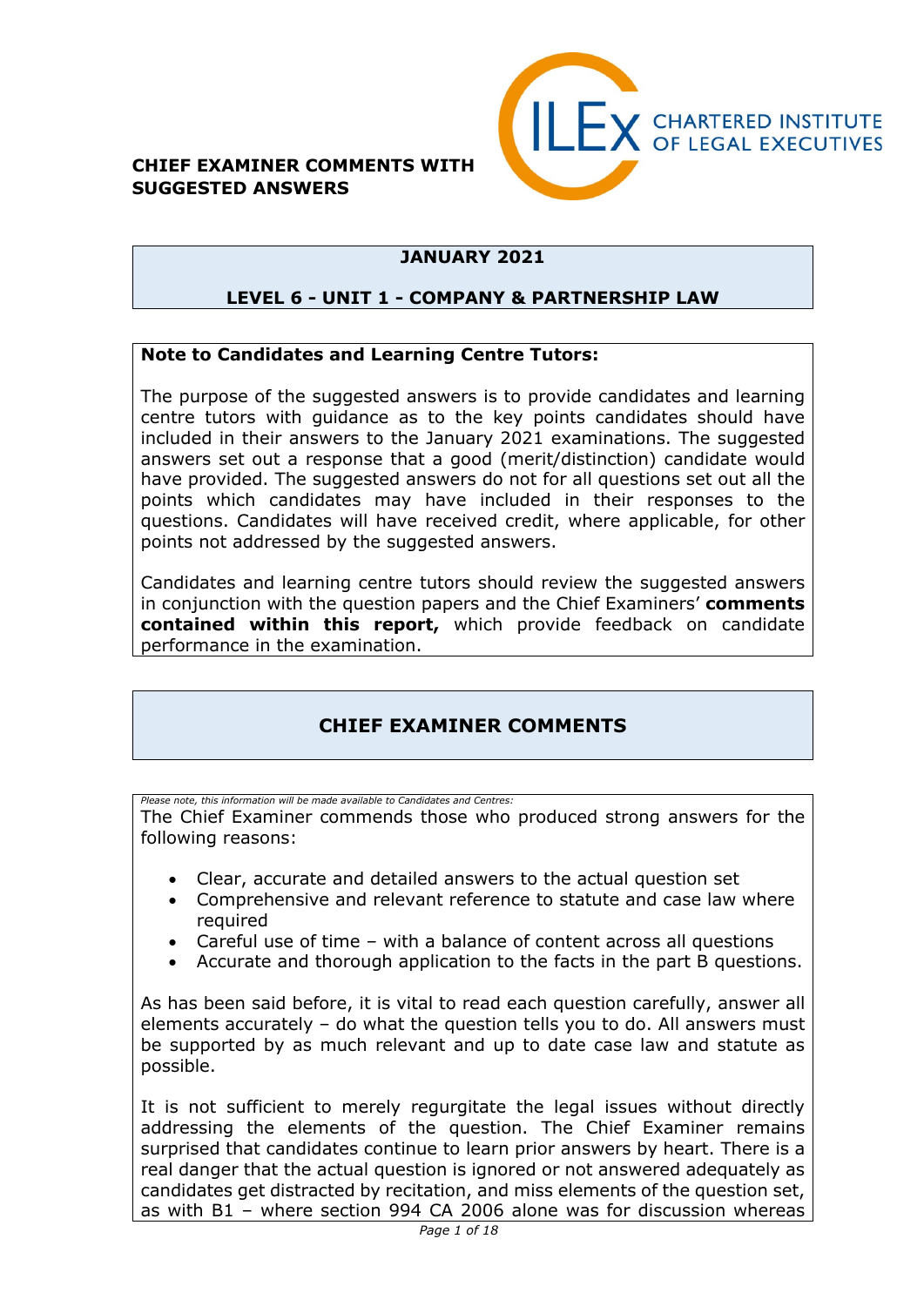**CHIEF EXAMINER COMMENTS WITH SUGGESTED ANSWERS**

CHARTERED INSTITUTE OF LEGAL EXECUTIVES

## JANUARY 2021

## LEVEL 6 - UNIT 1 - COMPANY & PARTNERSHIP LAW

**Note to Candidates and Learning Centre Tutors:**

The purpose of the suggested answers is to provide candidates and learning centre tutors with guidance as to the key points candidates should have included in their answers to the January 2021 examinations. The suggested answers set out a response that a good (merit/distinction) candidate would have provided. The suggested answers do not for all questions set out all the points which candidates may have included in their responses to the questions. Candidates will have received credit, where applicable, for other points not addressed by the suggested answers.

Candidates and learning centre tutors should review the suggested answers in conjunction with the question papers and the Chief Examiners' **comments contained within this report,** which provide feedback on candidate performance in the examination.

## CHIEF EXAMINER COMMENTS

*Please note, this information will be made available to Candidates and Centres:*

The Chief Examiner commends those who produced strong answers for the following reasons:

- Clear, accurate and detailed answers to the actual question set
- Comprehensive and relevant reference to statute and case law where required
- Careful use of time – with a balance of content across all questions
- Accurate and thorough application to the facts in the part B questions.

As has been said before, it is vital to read each question carefully, answer all elements accurately – do what the question tells you to do. All answers must be supported by as much relevant and up to date case law and statute as possible.

It is not sufficient to merely regurgitate the legal issues without directly addressing the elements of the question. The Chief Examiner remains surprised that candidates continue to learn prior answers by heart. There is a real danger that the actual question is ignored or not answered adequately as candidates get distracted by recitation, and miss elements of the question set, as with B1 – where section 994 CA 2006 alone was for discussion whereas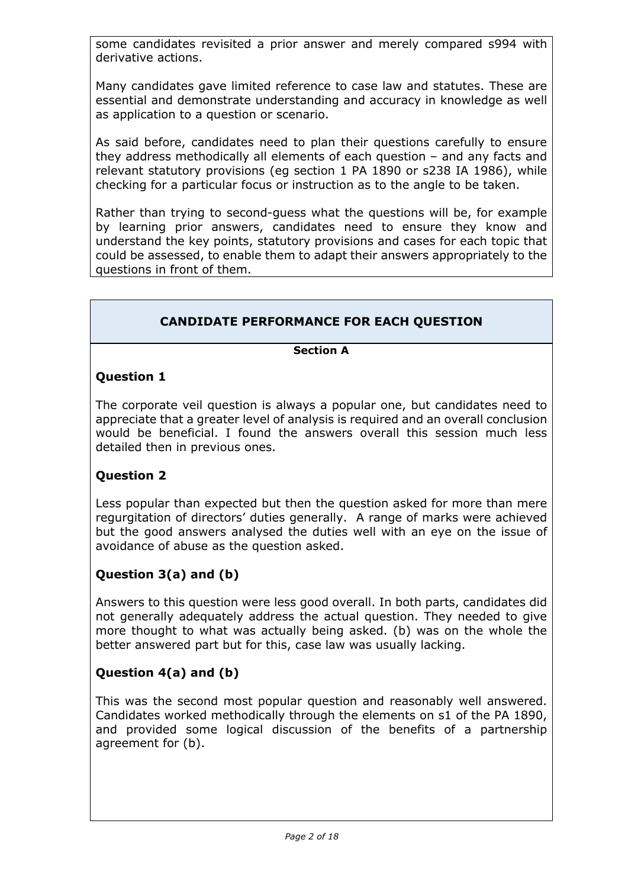some candidates revisited a prior answer and merely compared s994 with derivative actions.

Many candidates gave limited reference to case law and statutes. These are essential and demonstrate understanding and accuracy in knowledge as well as application to a question or scenario.

As said before, candidates need to plan their questions carefully to ensure they address methodically all elements of each question – and any facts and relevant statutory provisions (eg section 1 PA 1890 or s238 IA 1986), while checking for a particular focus or instruction as to the angle to be taken.

Rather than trying to second-guess what the questions will be, for example by learning prior answers, candidates need to ensure they know and understand the key points, statutory provisions and cases for each topic that could be assessed, to enable them to adapt their answers appropriately to the questions in front of them.

## CANDIDATE PERFORMANCE FOR EACH QUESTION

**Section A**

### Question 1

The corporate veil question is always a popular one, but candidates need to appreciate that a greater level of analysis is required and an overall conclusion would be beneficial. I found the answers overall this session much less detailed then in previous ones.

### Question 2

Less popular than expected but then the question asked for more than mere regurgitation of directors' duties generally. A range of marks were achieved but the good answers analysed the duties well with an eye on the issue of avoidance of abuse as the question asked.

### Question 3(a) and (b)

Answers to this question were less good overall. In both parts, candidates did not generally adequately address the actual question. They needed to give more thought to what was actually being asked. (b) was on the whole the better answered part but for this, case law was usually lacking.

### Question 4(a) and (b)

This was the second most popular question and reasonably well answered. Candidates worked methodically through the elements on s1 of the PA 1890, and provided some logical discussion of the benefits of a partnership agreement for (b).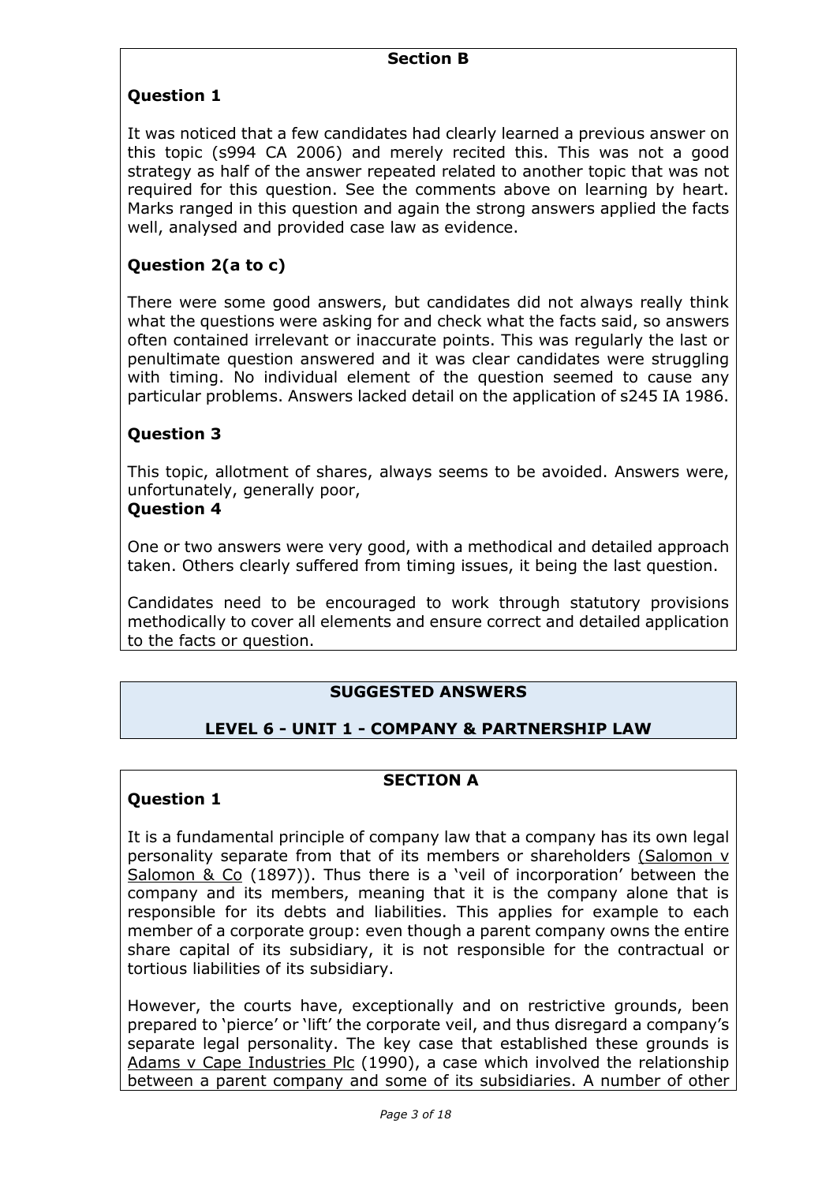## Section B

### Question 1

It was noticed that a few candidates had clearly learned a previous answer on this topic (s994 CA 2006) and merely recited this. This was not a good strategy as half of the answer repeated related to another topic that was not required for this question. See the comments above on learning by heart. Marks ranged in this question and again the strong answers applied the facts well, analysed and provided case law as evidence.

### Question 2(a to c)

There were some good answers, but candidates did not always really think what the questions were asking for and check what the facts said, so answers often contained irrelevant or inaccurate points. This was regularly the last or penultimate question answered and it was clear candidates were struggling with timing. No individual element of the question seemed to cause any particular problems. Answers lacked detail on the application of s245 IA 1986.

### Question 3

This topic, allotment of shares, always seems to be avoided. Answers were, unfortunately, generally poor,

### Question 4

One or two answers were very good, with a methodical and detailed approach taken. Others clearly suffered from timing issues, it being the last question.

Candidates need to be encouraged to work through statutory provisions methodically to cover all elements and ensure correct and detailed application to the facts or question.

# SUGGESTED ANSWERS

# LEVEL 6 - UNIT 1 - COMPANY & PARTNERSHIP LAW

## SECTION A

### Question 1

It is a fundamental principle of company law that a company has its own legal personality separate from that of its members or shareholders (Salomon v Salomon & Co (1897)). Thus there is a 'veil of incorporation' between the company and its members, meaning that it is the company alone that is responsible for its debts and liabilities. This applies for example to each member of a corporate group: even though a parent company owns the entire share capital of its subsidiary, it is not responsible for the contractual or tortious liabilities of its subsidiary.

However, the courts have, exceptionally and on restrictive grounds, been prepared to 'pierce' or 'lift' the corporate veil, and thus disregard a company's separate legal personality. The key case that established these grounds is Adams v Cape Industries Plc (1990), a case which involved the relationship between a parent company and some of its subsidiaries. A number of other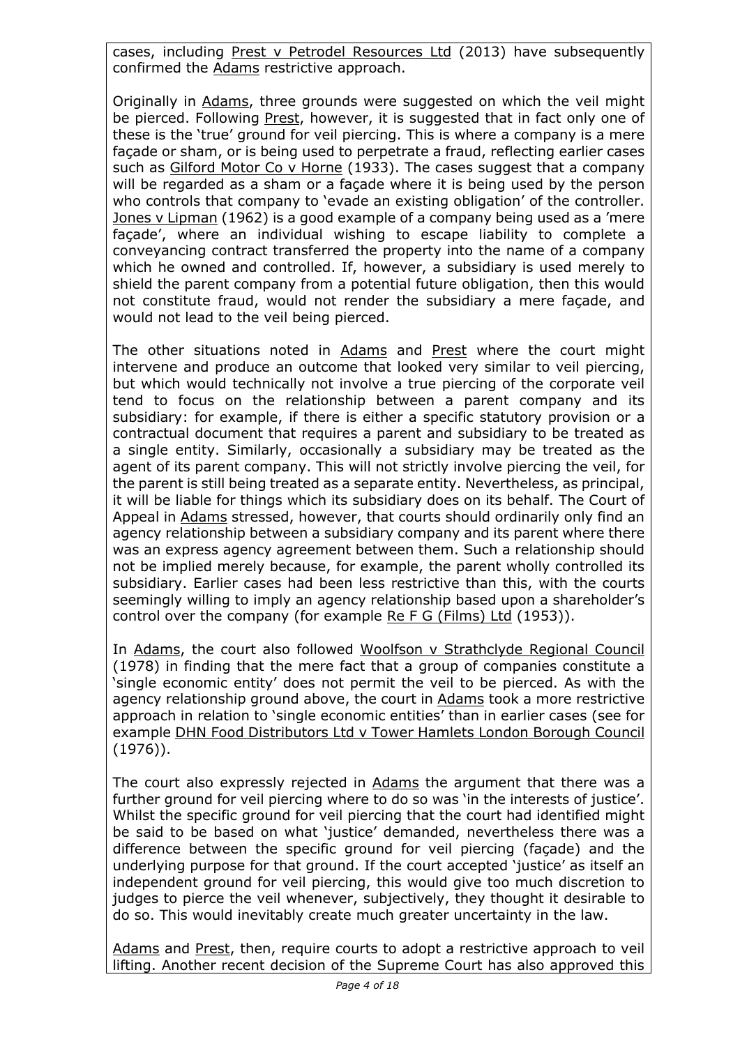cases, including Prest v Petrodel Resources Ltd (2013) have subsequently confirmed the Adams restrictive approach.

Originally in Adams, three grounds were suggested on which the veil might be pierced. Following Prest, however, it is suggested that in fact only one of these is the 'true' ground for veil piercing. This is where a company is a mere façade or sham, or is being used to perpetrate a fraud, reflecting earlier cases such as Gilford Motor Co v Horne (1933). The cases suggest that a company will be regarded as a sham or a façade where it is being used by the person who controls that company to 'evade an existing obligation' of the controller. Jones v Lipman (1962) is a good example of a company being used as a 'mere façade', where an individual wishing to escape liability to complete a conveyancing contract transferred the property into the name of a company which he owned and controlled. If, however, a subsidiary is used merely to shield the parent company from a potential future obligation, then this would not constitute fraud, would not render the subsidiary a mere façade, and would not lead to the veil being pierced.

The other situations noted in Adams and Prest where the court might intervene and produce an outcome that looked very similar to veil piercing, but which would technically not involve a true piercing of the corporate veil tend to focus on the relationship between a parent company and its subsidiary: for example, if there is either a specific statutory provision or a contractual document that requires a parent and subsidiary to be treated as a single entity. Similarly, occasionally a subsidiary may be treated as the agent of its parent company. This will not strictly involve piercing the veil, for the parent is still being treated as a separate entity. Nevertheless, as principal, it will be liable for things which its subsidiary does on its behalf. The Court of Appeal in Adams stressed, however, that courts should ordinarily only find an agency relationship between a subsidiary company and its parent where there was an express agency agreement between them. Such a relationship should not be implied merely because, for example, the parent wholly controlled its subsidiary. Earlier cases had been less restrictive than this, with the courts seemingly willing to imply an agency relationship based upon a shareholder's control over the company (for example Re F G (Films) Ltd (1953)).

In Adams, the court also followed Woolfson v Strathclyde Regional Council (1978) in finding that the mere fact that a group of companies constitute a 'single economic entity' does not permit the veil to be pierced. As with the agency relationship ground above, the court in Adams took a more restrictive approach in relation to 'single economic entities' than in earlier cases (see for example DHN Food Distributors Ltd v Tower Hamlets London Borough Council (1976)).

The court also expressly rejected in Adams the argument that there was a further ground for veil piercing where to do so was 'in the interests of justice'. Whilst the specific ground for veil piercing that the court had identified might be said to be based on what 'justice' demanded, nevertheless there was a difference between the specific ground for veil piercing (façade) and the underlying purpose for that ground. If the court accepted 'justice' as itself an independent ground for veil piercing, this would give too much discretion to judges to pierce the veil whenever, subjectively, they thought it desirable to do so. This would inevitably create much greater uncertainty in the law.

Adams and Prest, then, require courts to adopt a restrictive approach to veil lifting. Another recent decision of the Supreme Court has also approved this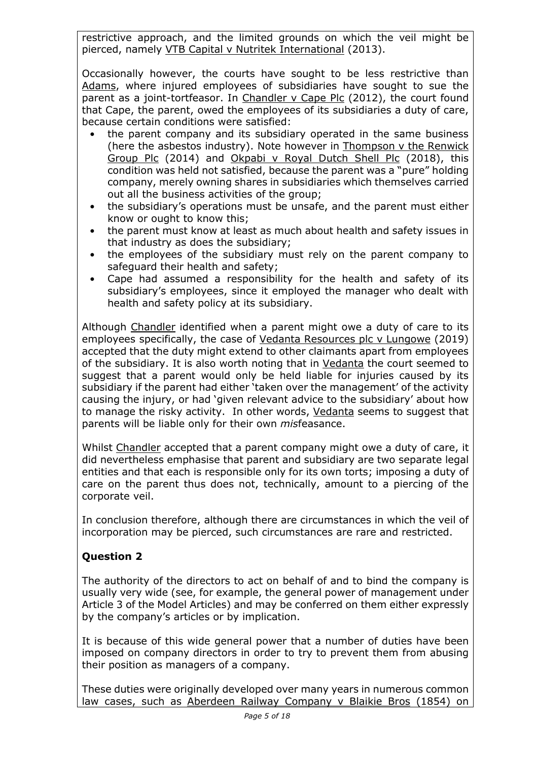restrictive approach, and the limited grounds on which the veil might be pierced, namely <u>VTB Capital v Nutritek International</u> (2013).

Occasionally however, the courts have sought to be less restrictive than <u>Adams</u>, where injured employees of subsidiaries have sought to sue the parent as a joint-tortfeasor. In <u>Chandler v Cape Plc</u> (2012), the court found that Cape, the parent, owed the employees of its subsidiaries a duty of care, because certain conditions were satisfied:

- the parent company and its subsidiary operated in the same business (here the asbestos industry). Note however in <u>Thompson v the Renwick Group Plc</u> (2014) and <u>Okpabi v Royal Dutch Shell Plc</u> (2018), this condition was held not satisfied, because the parent was a "pure" holding company, merely owning shares in subsidiaries which themselves carried out all the business activities of the group;
- the subsidiary's operations must be unsafe, and the parent must either know or ought to know this;
- the parent must know at least as much about health and safety issues in that industry as does the subsidiary;
- the employees of the subsidiary must rely on the parent company to safeguard their health and safety;
- Cape had assumed a responsibility for the health and safety of its subsidiary's employees, since it employed the manager who dealt with health and safety policy at its subsidiary.

Although <u>Chandler</u> identified when a parent might owe a duty of care to its employees specifically, the case of <u>Vedanta Resources plc v Lungowe</u> (2019) accepted that the duty might extend to other claimants apart from employees of the subsidiary. It is also worth noting that in <u>Vedanta</u> the court seemed to suggest that a parent would only be held liable for injuries caused by its subsidiary if the parent had either 'taken over the management' of the activity causing the injury, or had 'given relevant advice to the subsidiary' about how to manage the risky activity. In other words, <u>Vedanta</u> seems to suggest that parents will be liable only for their own *mis*feasance.

Whilst <u>Chandler</u> accepted that a parent company might owe a duty of care, it did nevertheless emphasise that parent and subsidiary are two separate legal entities and that each is responsible only for its own torts; imposing a duty of care on the parent thus does not, technically, amount to a piercing of the corporate veil.

In conclusion therefore, although there are circumstances in which the veil of incorporation may be pierced, such circumstances are rare and restricted.

## Question 2

The authority of the directors to act on behalf of and to bind the company is usually very wide (see, for example, the general power of management under Article 3 of the Model Articles) and may be conferred on them either expressly by the company's articles or by implication.

It is because of this wide general power that a number of duties have been imposed on company directors in order to try to prevent them from abusing their position as managers of a company.

These duties were originally developed over many years in numerous common law cases, such as <u>Aberdeen Railway Company v Blaikie Bros</u> (1854) on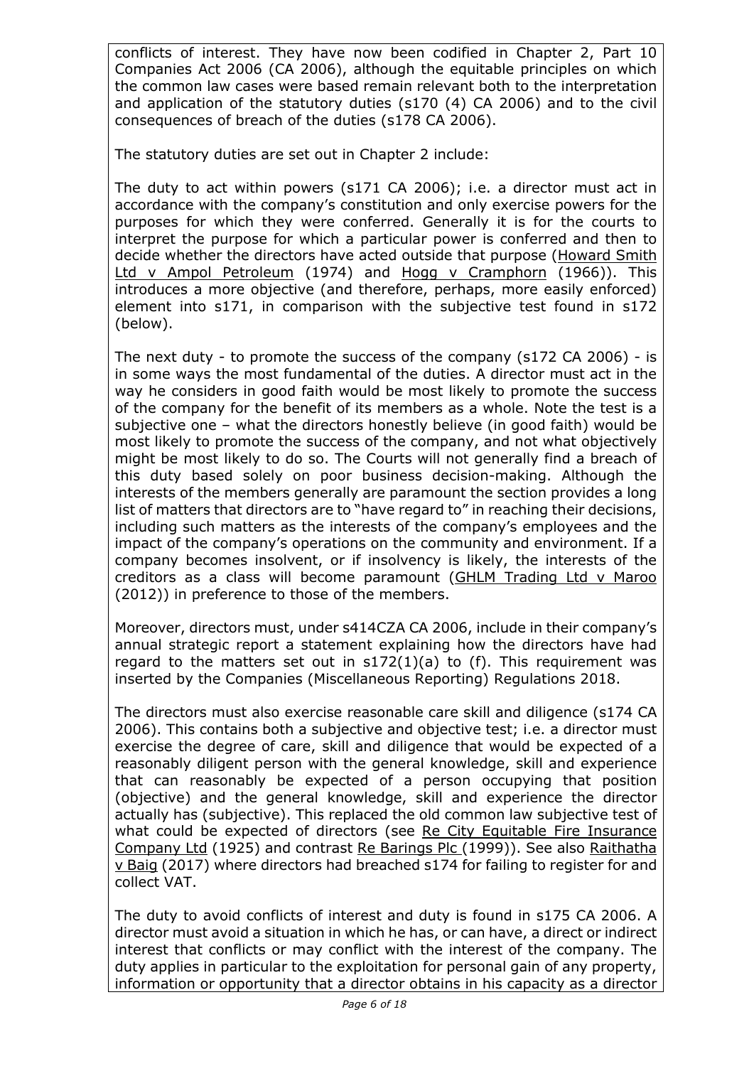conflicts of interest. They have now been codified in Chapter 2, Part 10 Companies Act 2006 (CA 2006), although the equitable principles on which the common law cases were based remain relevant both to the interpretation and application of the statutory duties (s170 (4) CA 2006) and to the civil consequences of breach of the duties (s178 CA 2006).

The statutory duties are set out in Chapter 2 include:

The duty to act within powers (s171 CA 2006); i.e. a director must act in accordance with the company's constitution and only exercise powers for the purposes for which they were conferred. Generally it is for the courts to interpret the purpose for which a particular power is conferred and then to decide whether the directors have acted outside that purpose (Howard Smith Ltd v Ampol Petroleum (1974) and Hogg v Cramphorn (1966)). This introduces a more objective (and therefore, perhaps, more easily enforced) element into s171, in comparison with the subjective test found in s172 (below).

The next duty - to promote the success of the company (s172 CA 2006) - is in some ways the most fundamental of the duties. A director must act in the way he considers in good faith would be most likely to promote the success of the company for the benefit of its members as a whole. Note the test is a subjective one – what the directors honestly believe (in good faith) would be most likely to promote the success of the company, and not what objectively might be most likely to do so. The Courts will not generally find a breach of this duty based solely on poor business decision-making. Although the interests of the members generally are paramount the section provides a long list of matters that directors are to "have regard to" in reaching their decisions, including such matters as the interests of the company's employees and the impact of the company's operations on the community and environment. If a company becomes insolvent, or if insolvency is likely, the interests of the creditors as a class will become paramount (GHLM Trading Ltd v Maroo (2012)) in preference to those of the members.

Moreover, directors must, under s414CZA CA 2006, include in their company's annual strategic report a statement explaining how the directors have had regard to the matters set out in s172(1)(a) to (f). This requirement was inserted by the Companies (Miscellaneous Reporting) Regulations 2018.

The directors must also exercise reasonable care skill and diligence (s174 CA 2006). This contains both a subjective and objective test; i.e. a director must exercise the degree of care, skill and diligence that would be expected of a reasonably diligent person with the general knowledge, skill and experience that can reasonably be expected of a person occupying that position (objective) and the general knowledge, skill and experience the director actually has (subjective). This replaced the old common law subjective test of what could be expected of directors (see Re City Equitable Fire Insurance Company Ltd (1925) and contrast Re Barings Plc (1999)). See also Raithatha v Baig (2017) where directors had breached s174 for failing to register for and collect VAT.

The duty to avoid conflicts of interest and duty is found in s175 CA 2006. A director must avoid a situation in which he has, or can have, a direct or indirect interest that conflicts or may conflict with the interest of the company. The duty applies in particular to the exploitation for personal gain of any property, information or opportunity that a director obtains in his capacity as a director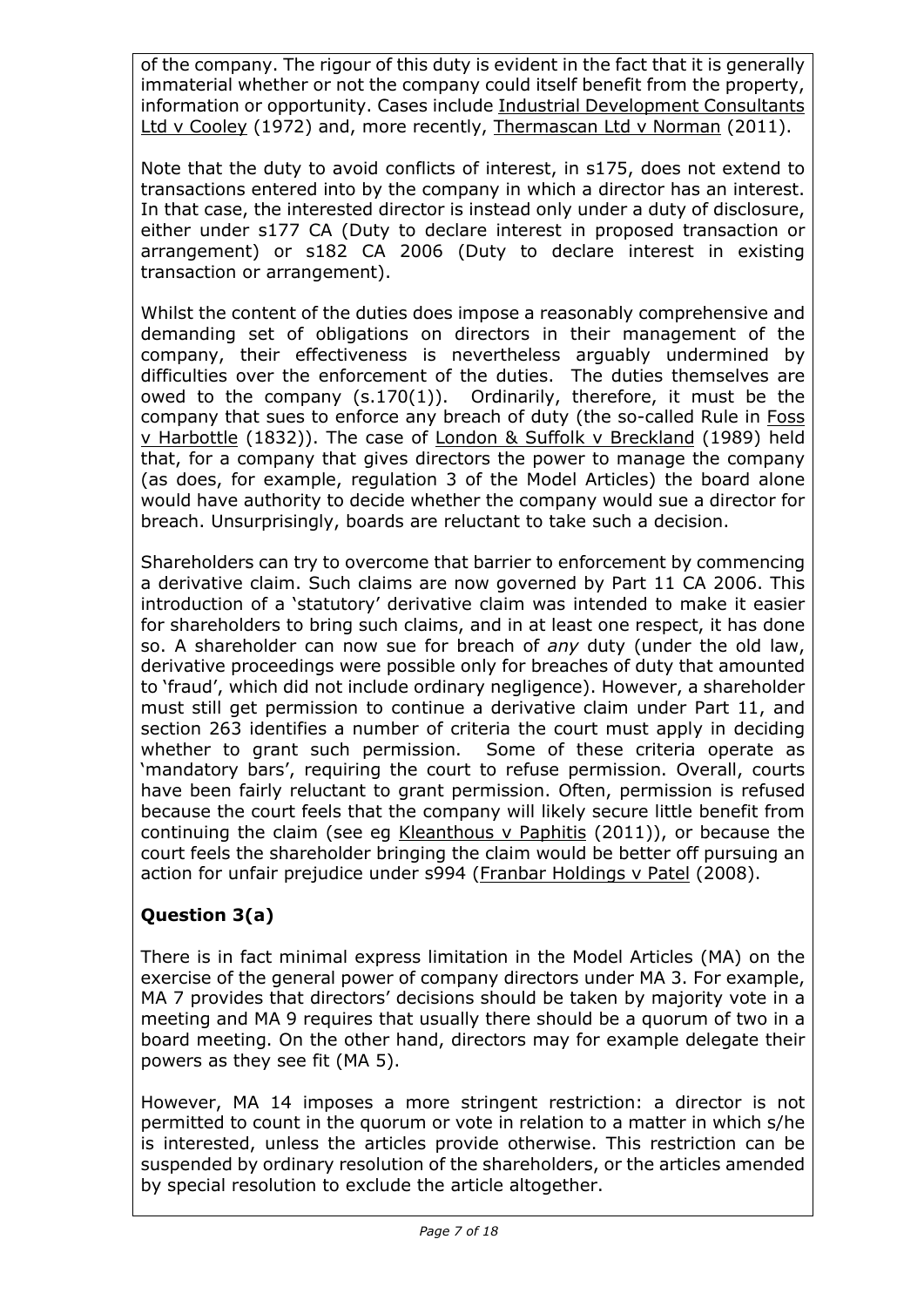of the company. The rigour of this duty is evident in the fact that it is generally immaterial whether or not the company could itself benefit from the property, information or opportunity. Cases include Industrial Development Consultants Ltd v Cooley (1972) and, more recently, Thermascan Ltd v Norman (2011).

Note that the duty to avoid conflicts of interest, in s175, does not extend to transactions entered into by the company in which a director has an interest. In that case, the interested director is instead only under a duty of disclosure, either under s177 CA (Duty to declare interest in proposed transaction or arrangement) or s182 CA 2006 (Duty to declare interest in existing transaction or arrangement).

Whilst the content of the duties does impose a reasonably comprehensive and demanding set of obligations on directors in their management of the company, their effectiveness is nevertheless arguably undermined by difficulties over the enforcement of the duties. The duties themselves are owed to the company (s.170(1)). Ordinarily, therefore, it must be the company that sues to enforce any breach of duty (the so-called Rule in Foss v Harbottle (1832)). The case of London & Suffolk v Breckland (1989) held that, for a company that gives directors the power to manage the company (as does, for example, regulation 3 of the Model Articles) the board alone would have authority to decide whether the company would sue a director for breach. Unsurprisingly, boards are reluctant to take such a decision.

Shareholders can try to overcome that barrier to enforcement by commencing a derivative claim. Such claims are now governed by Part 11 CA 2006. This introduction of a 'statutory' derivative claim was intended to make it easier for shareholders to bring such claims, and in at least one respect, it has done so. A shareholder can now sue for breach of *any* duty (under the old law, derivative proceedings were possible only for breaches of duty that amounted to 'fraud', which did not include ordinary negligence). However, a shareholder must still get permission to continue a derivative claim under Part 11, and section 263 identifies a number of criteria the court must apply in deciding whether to grant such permission. Some of these criteria operate as 'mandatory bars', requiring the court to refuse permission. Overall, courts have been fairly reluctant to grant permission. Often, permission is refused because the court feels that the company will likely secure little benefit from continuing the claim (see eg Kleanthous v Paphitis (2011)), or because the court feels the shareholder bringing the claim would be better off pursuing an action for unfair prejudice under s994 (Franbar Holdings v Patel (2008).

## Question 3(a)

There is in fact minimal express limitation in the Model Articles (MA) on the exercise of the general power of company directors under MA 3. For example, MA 7 provides that directors' decisions should be taken by majority vote in a meeting and MA 9 requires that usually there should be a quorum of two in a board meeting. On the other hand, directors may for example delegate their powers as they see fit (MA 5).

However, MA 14 imposes a more stringent restriction: a director is not permitted to count in the quorum or vote in relation to a matter in which s/he is interested, unless the articles provide otherwise. This restriction can be suspended by ordinary resolution of the shareholders, or the articles amended by special resolution to exclude the article altogether.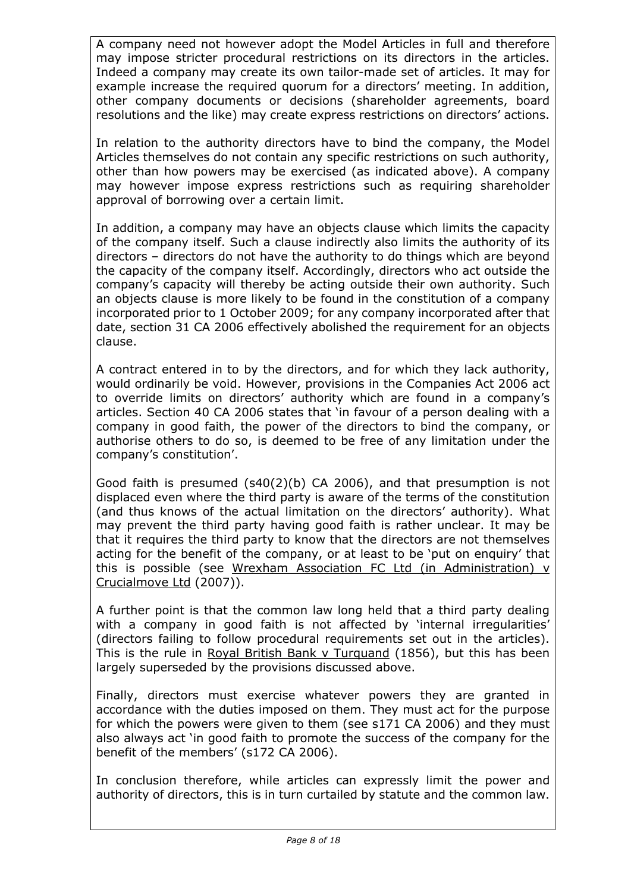A company need not however adopt the Model Articles in full and therefore may impose stricter procedural restrictions on its directors in the articles. Indeed a company may create its own tailor-made set of articles. It may for example increase the required quorum for a directors' meeting. In addition, other company documents or decisions (shareholder agreements, board resolutions and the like) may create express restrictions on directors' actions.

In relation to the authority directors have to bind the company, the Model Articles themselves do not contain any specific restrictions on such authority, other than how powers may be exercised (as indicated above). A company may however impose express restrictions such as requiring shareholder approval of borrowing over a certain limit.

In addition, a company may have an objects clause which limits the capacity of the company itself. Such a clause indirectly also limits the authority of its directors – directors do not have the authority to do things which are beyond the capacity of the company itself. Accordingly, directors who act outside the company's capacity will thereby be acting outside their own authority. Such an objects clause is more likely to be found in the constitution of a company incorporated prior to 1 October 2009; for any company incorporated after that date, section 31 CA 2006 effectively abolished the requirement for an objects clause.

A contract entered in to by the directors, and for which they lack authority, would ordinarily be void. However, provisions in the Companies Act 2006 act to override limits on directors' authority which are found in a company's articles. Section 40 CA 2006 states that 'in favour of a person dealing with a company in good faith, the power of the directors to bind the company, or authorise others to do so, is deemed to be free of any limitation under the company's constitution'.

Good faith is presumed (s40(2)(b) CA 2006), and that presumption is not displaced even where the third party is aware of the terms of the constitution (and thus knows of the actual limitation on the directors' authority). What may prevent the third party having good faith is rather unclear. It may be that it requires the third party to know that the directors are not themselves acting for the benefit of the company, or at least to be 'put on enquiry' that this is possible (see <u>Wrexham Association FC Ltd (in Administration) v Crucialmove Ltd</u> (2007)).

A further point is that the common law long held that a third party dealing with a company in good faith is not affected by 'internal irregularities' (directors failing to follow procedural requirements set out in the articles). This is the rule in <u>Royal British Bank v Turquand</u> (1856), but this has been largely superseded by the provisions discussed above.

Finally, directors must exercise whatever powers they are granted in accordance with the duties imposed on them. They must act for the purpose for which the powers were given to them (see s171 CA 2006) and they must also always act 'in good faith to promote the success of the company for the benefit of the members' (s172 CA 2006).

In conclusion therefore, while articles can expressly limit the power and authority of directors, this is in turn curtailed by statute and the common law.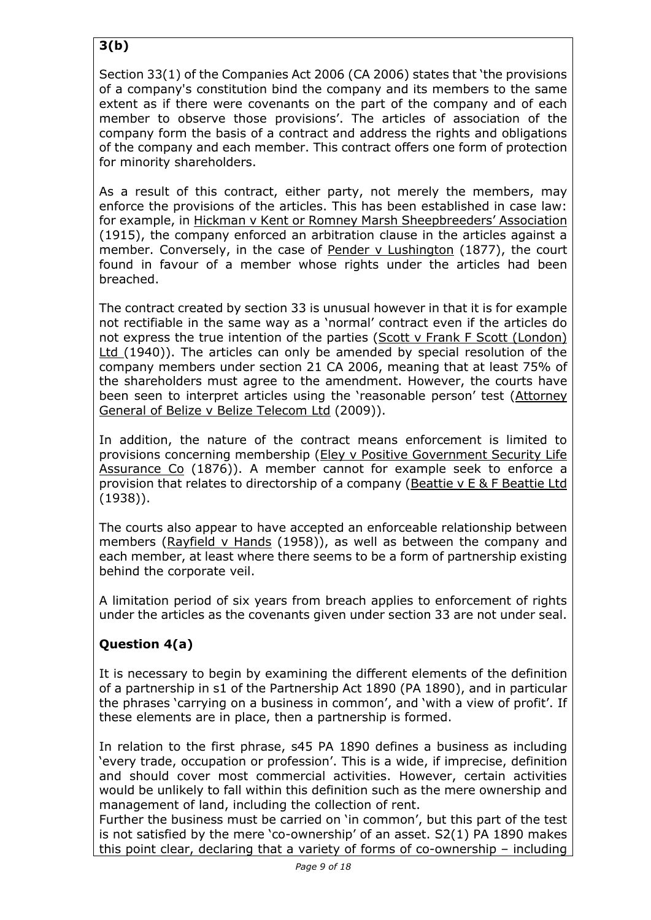# 3(b)

Section 33(1) of the Companies Act 2006 (CA 2006) states that 'the provisions of a company's constitution bind the company and its members to the same extent as if there were covenants on the part of the company and of each member to observe those provisions'. The articles of association of the company form the basis of a contract and address the rights and obligations of the company and each member. This contract offers one form of protection for minority shareholders.

As a result of this contract, either party, not merely the members, may enforce the provisions of the articles. This has been established in case law: for example, in Hickman v Kent or Romney Marsh Sheepbreeders' Association (1915), the company enforced an arbitration clause in the articles against a member. Conversely, in the case of Pender v Lushington (1877), the court found in favour of a member whose rights under the articles had been breached.

The contract created by section 33 is unusual however in that it is for example not rectifiable in the same way as a 'normal' contract even if the articles do not express the true intention of the parties (Scott v Frank F Scott (London) Ltd (1940)). The articles can only be amended by special resolution of the company members under section 21 CA 2006, meaning that at least 75% of the shareholders must agree to the amendment. However, the courts have been seen to interpret articles using the 'reasonable person' test (Attorney General of Belize v Belize Telecom Ltd (2009)).

In addition, the nature of the contract means enforcement is limited to provisions concerning membership (Eley v Positive Government Security Life Assurance Co (1876)). A member cannot for example seek to enforce a provision that relates to directorship of a company (Beattie v E & F Beattie Ltd (1938)).

The courts also appear to have accepted an enforceable relationship between members (Rayfield v Hands (1958)), as well as between the company and each member, at least where there seems to be a form of partnership existing behind the corporate veil.

A limitation period of six years from breach applies to enforcement of rights under the articles as the covenants given under section 33 are not under seal.

## Question 4(a)

It is necessary to begin by examining the different elements of the definition of a partnership in s1 of the Partnership Act 1890 (PA 1890), and in particular the phrases 'carrying on a business in common', and 'with a view of profit'. If these elements are in place, then a partnership is formed.

In relation to the first phrase, s45 PA 1890 defines a business as including 'every trade, occupation or profession'. This is a wide, if imprecise, definition and should cover most commercial activities. However, certain activities would be unlikely to fall within this definition such as the mere ownership and management of land, including the collection of rent.
Further the business must be carried on 'in common', but this part of the test is not satisfied by the mere 'co-ownership' of an asset. S2(1) PA 1890 makes this point clear, declaring that a variety of forms of co-ownership – including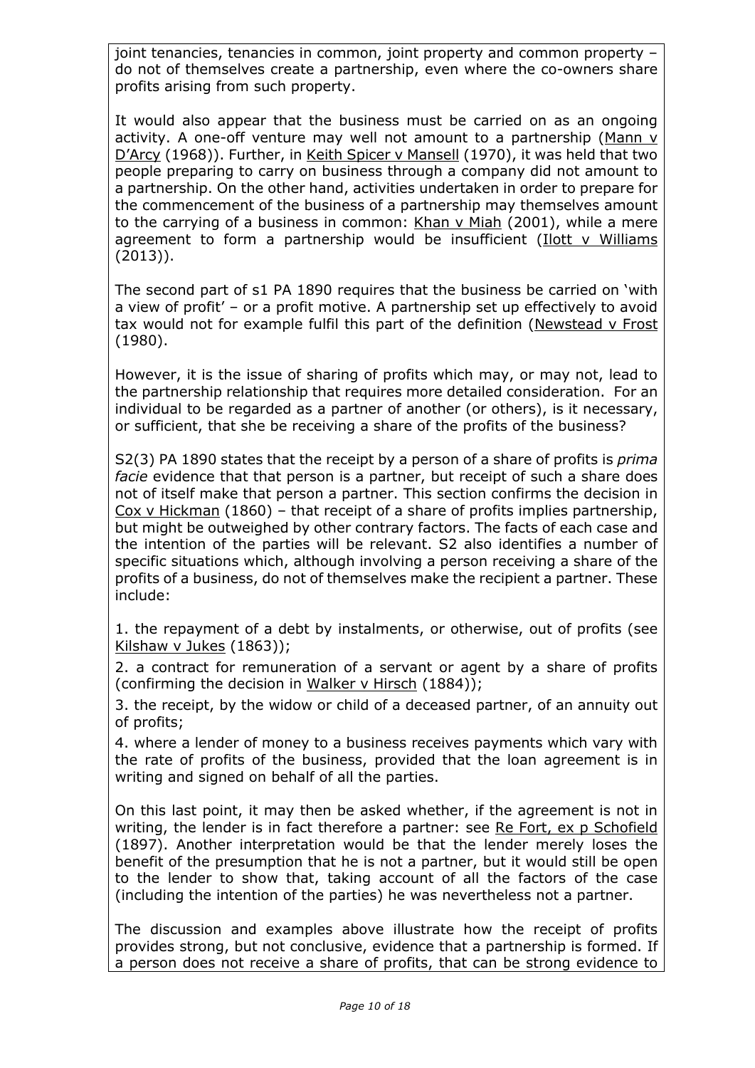joint tenancies, tenancies in common, joint property and common property – do not of themselves create a partnership, even where the co-owners share profits arising from such property.

It would also appear that the business must be carried on as an ongoing activity. A one-off venture may well not amount to a partnership (Mann v D'Arcy (1968)). Further, in Keith Spicer v Mansell (1970), it was held that two people preparing to carry on business through a company did not amount to a partnership. On the other hand, activities undertaken in order to prepare for the commencement of the business of a partnership may themselves amount to the carrying of a business in common: Khan v Miah (2001), while a mere agreement to form a partnership would be insufficient (Ilott v Williams (2013)).

The second part of s1 PA 1890 requires that the business be carried on 'with a view of profit' – or a profit motive. A partnership set up effectively to avoid tax would not for example fulfil this part of the definition (Newstead v Frost (1980).

However, it is the issue of sharing of profits which may, or may not, lead to the partnership relationship that requires more detailed consideration. For an individual to be regarded as a partner of another (or others), is it necessary, or sufficient, that she be receiving a share of the profits of the business?

S2(3) PA 1890 states that the receipt by a person of a share of profits is *prima facie* evidence that that person is a partner, but receipt of such a share does not of itself make that person a partner. This section confirms the decision in Cox v Hickman (1860) – that receipt of a share of profits implies partnership, but might be outweighed by other contrary factors. The facts of each case and the intention of the parties will be relevant. S2 also identifies a number of specific situations which, although involving a person receiving a share of the profits of a business, do not of themselves make the recipient a partner. These include:

1. the repayment of a debt by instalments, or otherwise, out of profits (see Kilshaw v Jukes (1863));
2. a contract for remuneration of a servant or agent by a share of profits (confirming the decision in Walker v Hirsch (1884));
3. the receipt, by the widow or child of a deceased partner, of an annuity out of profits;
4. where a lender of money to a business receives payments which vary with the rate of profits of the business, provided that the loan agreement is in writing and signed on behalf of all the parties.

On this last point, it may then be asked whether, if the agreement is not in writing, the lender is in fact therefore a partner: see Re Fort, ex p Schofield (1897). Another interpretation would be that the lender merely loses the benefit of the presumption that he is not a partner, but it would still be open to the lender to show that, taking account of all the factors of the case (including the intention of the parties) he was nevertheless not a partner.

The discussion and examples above illustrate how the receipt of profits provides strong, but not conclusive, evidence that a partnership is formed. If a person does not receive a share of profits, that can be strong evidence to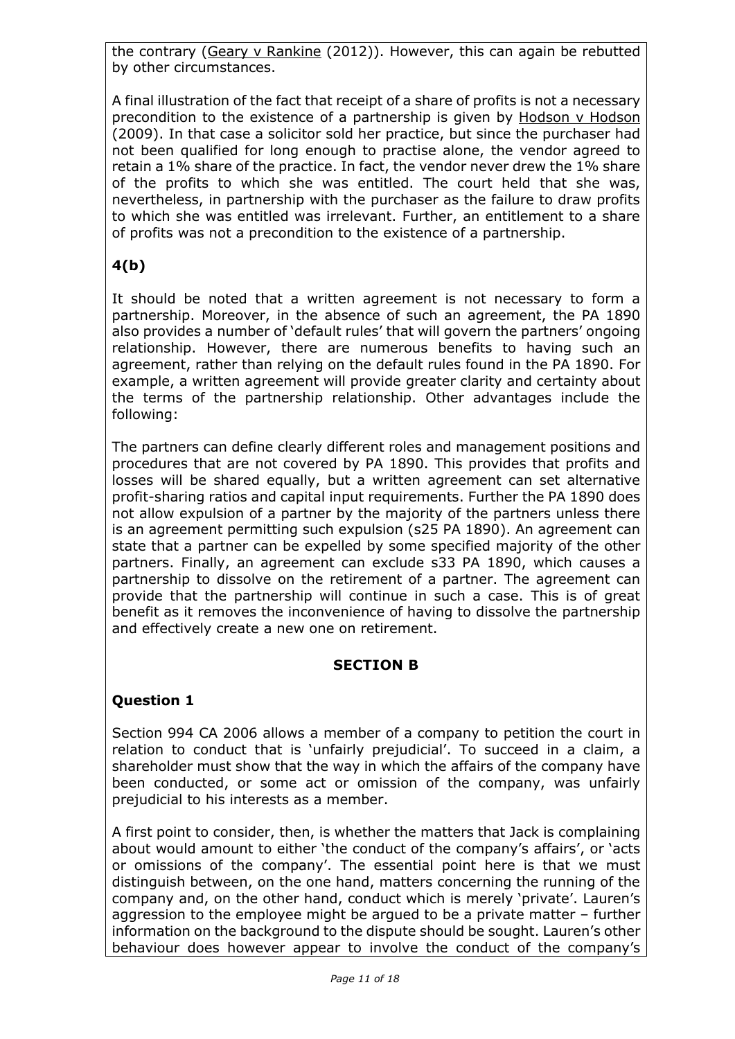the contrary (Geary v Rankine (2012)). However, this can again be rebutted by other circumstances.

A final illustration of the fact that receipt of a share of profits is not a necessary precondition to the existence of a partnership is given by Hodson v Hodson (2009). In that case a solicitor sold her practice, but since the purchaser had not been qualified for long enough to practise alone, the vendor agreed to retain a 1% share of the practice. In fact, the vendor never drew the 1% share of the profits to which she was entitled. The court held that she was, nevertheless, in partnership with the purchaser as the failure to draw profits to which she was entitled was irrelevant. Further, an entitlement to a share of profits was not a precondition to the existence of a partnership.

## 4(b)

It should be noted that a written agreement is not necessary to form a partnership. Moreover, in the absence of such an agreement, the PA 1890 also provides a number of 'default rules' that will govern the partners' ongoing relationship. However, there are numerous benefits to having such an agreement, rather than relying on the default rules found in the PA 1890. For example, a written agreement will provide greater clarity and certainty about the terms of the partnership relationship. Other advantages include the following:

The partners can define clearly different roles and management positions and procedures that are not covered by PA 1890. This provides that profits and losses will be shared equally, but a written agreement can set alternative profit-sharing ratios and capital input requirements. Further the PA 1890 does not allow expulsion of a partner by the majority of the partners unless there is an agreement permitting such expulsion (s25 PA 1890). An agreement can state that a partner can be expelled by some specified majority of the other partners. Finally, an agreement can exclude s33 PA 1890, which causes a partnership to dissolve on the retirement of a partner. The agreement can provide that the partnership will continue in such a case. This is of great benefit as it removes the inconvenience of having to dissolve the partnership and effectively create a new one on retirement.

# SECTION B

## Question 1

Section 994 CA 2006 allows a member of a company to petition the court in relation to conduct that is 'unfairly prejudicial'. To succeed in a claim, a shareholder must show that the way in which the affairs of the company have been conducted, or some act or omission of the company, was unfairly prejudicial to his interests as a member.

A first point to consider, then, is whether the matters that Jack is complaining about would amount to either 'the conduct of the company's affairs', or 'acts or omissions of the company'. The essential point here is that we must distinguish between, on the one hand, matters concerning the running of the company and, on the other hand, conduct which is merely 'private'. Lauren's aggression to the employee might be argued to be a private matter – further information on the background to the dispute should be sought. Lauren's other behaviour does however appear to involve the conduct of the company's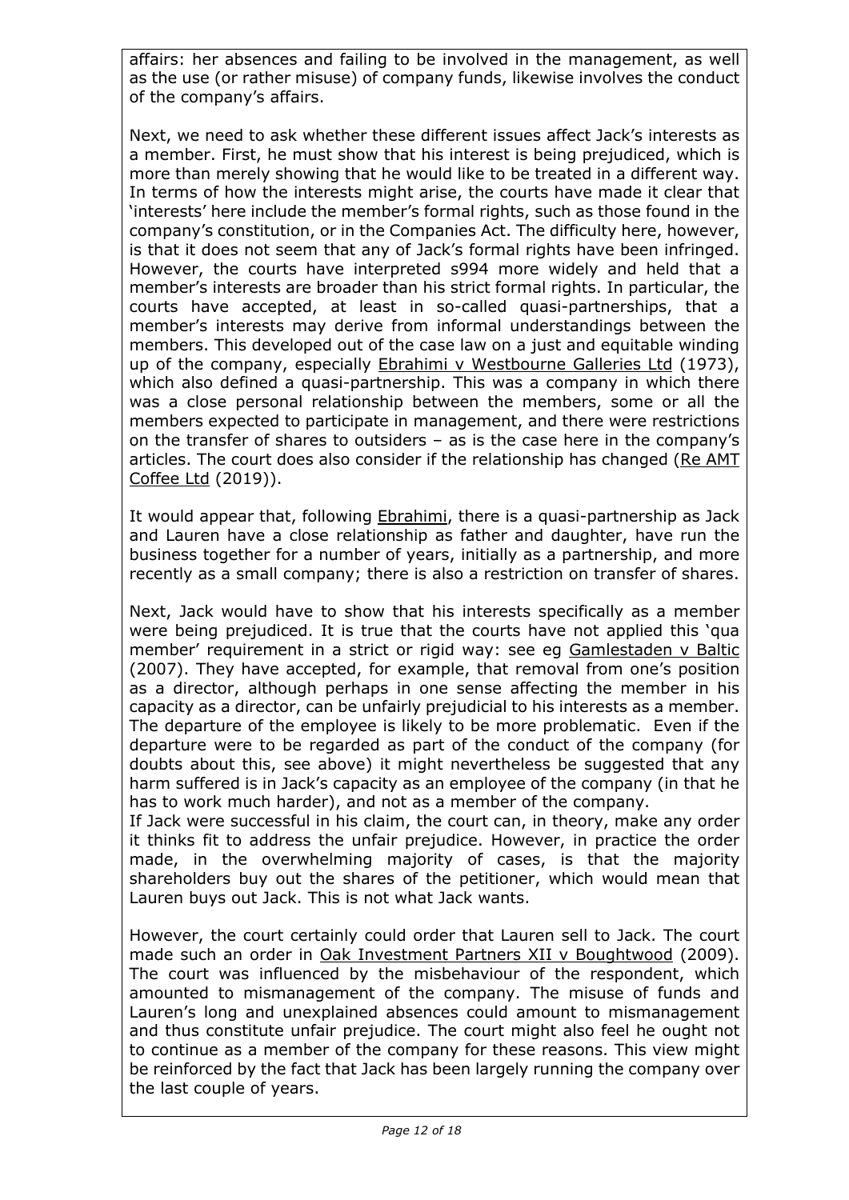affairs: her absences and failing to be involved in the management, as well as the use (or rather misuse) of company funds, likewise involves the conduct of the company's affairs.

Next, we need to ask whether these different issues affect Jack's interests as a member. First, he must show that his interest is being prejudiced, which is more than merely showing that he would like to be treated in a different way. In terms of how the interests might arise, the courts have made it clear that 'interests' here include the member's formal rights, such as those found in the company's constitution, or in the Companies Act. The difficulty here, however, is that it does not seem that any of Jack's formal rights have been infringed. However, the courts have interpreted s994 more widely and held that a member's interests are broader than his strict formal rights. In particular, the courts have accepted, at least in so-called quasi-partnerships, that a member's interests may derive from informal understandings between the members. This developed out of the case law on a just and equitable winding up of the company, especially Ebrahimi v Westbourne Galleries Ltd (1973), which also defined a quasi-partnership. This was a company in which there was a close personal relationship between the members, some or all the members expected to participate in management, and there were restrictions on the transfer of shares to outsiders – as is the case here in the company's articles. The court does also consider if the relationship has changed (Re AMT Coffee Ltd (2019)).

It would appear that, following Ebrahimi, there is a quasi-partnership as Jack and Lauren have a close relationship as father and daughter, have run the business together for a number of years, initially as a partnership, and more recently as a small company; there is also a restriction on transfer of shares.

Next, Jack would have to show that his interests specifically as a member were being prejudiced. It is true that the courts have not applied this 'qua member' requirement in a strict or rigid way: see eg Gamlestaden v Baltic (2007). They have accepted, for example, that removal from one's position as a director, although perhaps in one sense affecting the member in his capacity as a director, can be unfairly prejudicial to his interests as a member. The departure of the employee is likely to be more problematic. Even if the departure were to be regarded as part of the conduct of the company (for doubts about this, see above) it might nevertheless be suggested that any harm suffered is in Jack's capacity as an employee of the company (in that he has to work much harder), and not as a member of the company.

If Jack were successful in his claim, the court can, in theory, make any order it thinks fit to address the unfair prejudice. However, in practice the order made, in the overwhelming majority of cases, is that the majority shareholders buy out the shares of the petitioner, which would mean that Lauren buys out Jack. This is not what Jack wants.

However, the court certainly could order that Lauren sell to Jack. The court made such an order in Oak Investment Partners XII v Boughtwood (2009). The court was influenced by the misbehaviour of the respondent, which amounted to mismanagement of the company. The misuse of funds and Lauren's long and unexplained absences could amount to mismanagement and thus constitute unfair prejudice. The court might also feel he ought not to continue as a member of the company for these reasons. This view might be reinforced by the fact that Jack has been largely running the company over the last couple of years.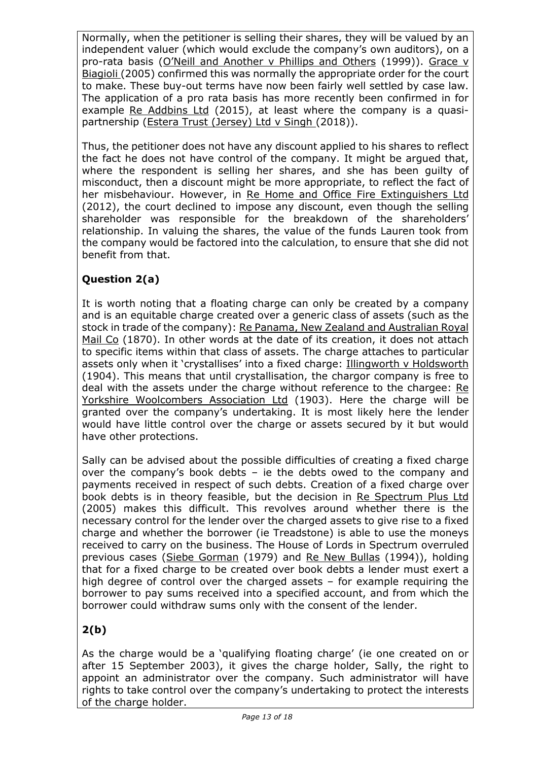Normally, when the petitioner is selling their shares, they will be valued by an independent valuer (which would exclude the company's own auditors), on a pro-rata basis (O'Neill and Another v Phillips and Others (1999)). Grace v Biagioli (2005) confirmed this was normally the appropriate order for the court to make. These buy-out terms have now been fairly well settled by case law. The application of a pro rata basis has more recently been confirmed in for example Re Addbins Ltd (2015), at least where the company is a quasi-partnership (Estera Trust (Jersey) Ltd v Singh (2018)).

Thus, the petitioner does not have any discount applied to his shares to reflect the fact he does not have control of the company. It might be argued that, where the respondent is selling her shares, and she has been guilty of misconduct, then a discount might be more appropriate, to reflect the fact of her misbehaviour. However, in Re Home and Office Fire Extinguishers Ltd (2012), the court declined to impose any discount, even though the selling shareholder was responsible for the breakdown of the shareholders' relationship. In valuing the shares, the value of the funds Lauren took from the company would be factored into the calculation, to ensure that she did not benefit from that.

## Question 2(a)

It is worth noting that a floating charge can only be created by a company and is an equitable charge created over a generic class of assets (such as the stock in trade of the company): Re Panama, New Zealand and Australian Royal Mail Co (1870). In other words at the date of its creation, it does not attach to specific items within that class of assets. The charge attaches to particular assets only when it 'crystallises' into a fixed charge: Illingworth v Holdsworth (1904). This means that until crystallisation, the chargor company is free to deal with the assets under the charge without reference to the chargee: Re Yorkshire Woolcombers Association Ltd (1903). Here the charge will be granted over the company's undertaking. It is most likely here the lender would have little control over the charge or assets secured by it but would have other protections.

Sally can be advised about the possible difficulties of creating a fixed charge over the company's book debts – ie the debts owed to the company and payments received in respect of such debts. Creation of a fixed charge over book debts is in theory feasible, but the decision in Re Spectrum Plus Ltd (2005) makes this difficult. This revolves around whether there is the necessary control for the lender over the charged assets to give rise to a fixed charge and whether the borrower (ie Treadstone) is able to use the moneys received to carry on the business. The House of Lords in Spectrum overruled previous cases (Siebe Gorman (1979) and Re New Bullas (1994)), holding that for a fixed charge to be created over book debts a lender must exert a high degree of control over the charged assets – for example requiring the borrower to pay sums received into a specified account, and from which the borrower could withdraw sums only with the consent of the lender.

## 2(b)

As the charge would be a 'qualifying floating charge' (ie one created on or after 15 September 2003), it gives the charge holder, Sally, the right to appoint an administrator over the company. Such administrator will have rights to take control over the company's undertaking to protect the interests of the charge holder.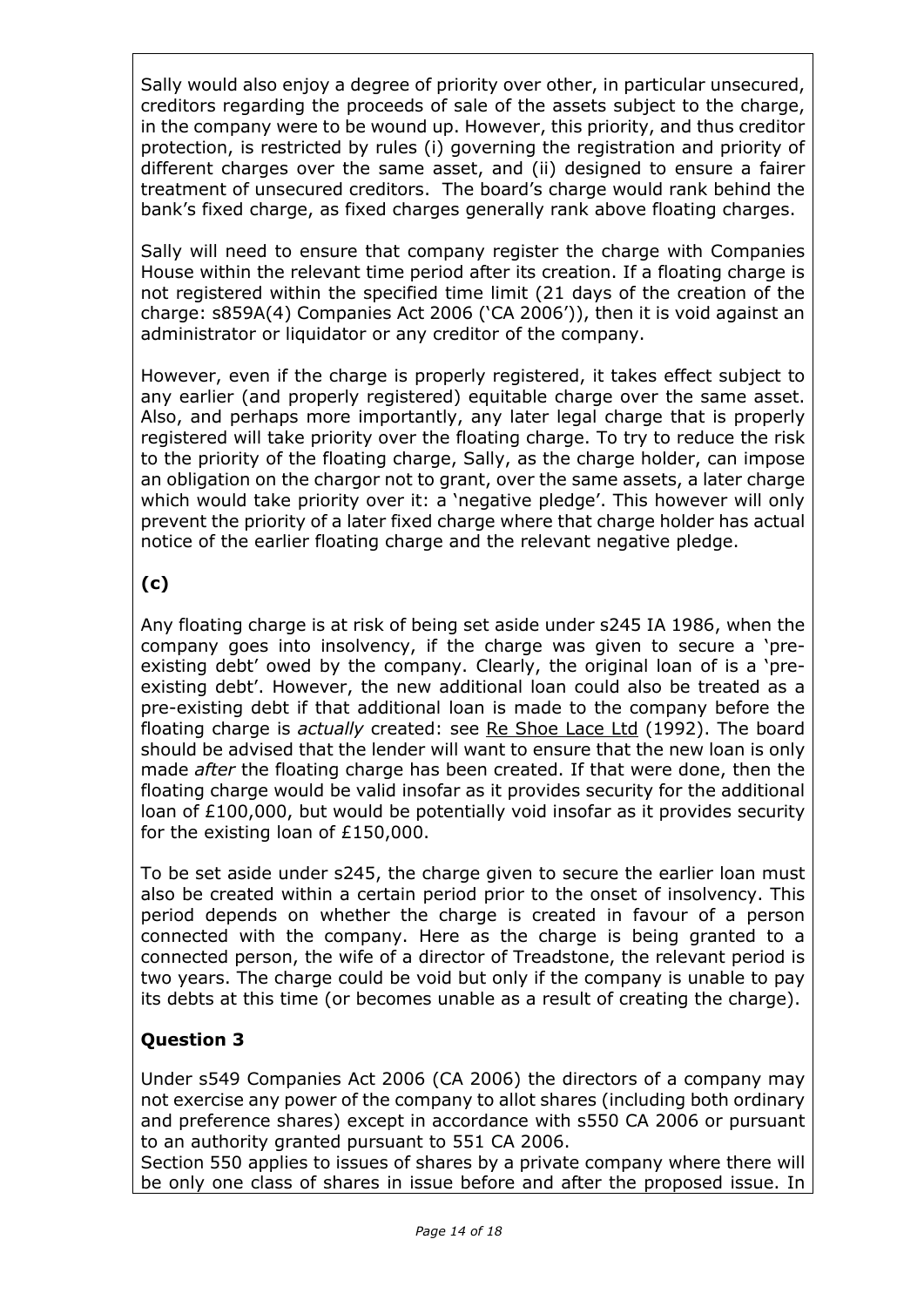Sally would also enjoy a degree of priority over other, in particular unsecured, creditors regarding the proceeds of sale of the assets subject to the charge, in the company were to be wound up. However, this priority, and thus creditor protection, is restricted by rules (i) governing the registration and priority of different charges over the same asset, and (ii) designed to ensure a fairer treatment of unsecured creditors. The board's charge would rank behind the bank's fixed charge, as fixed charges generally rank above floating charges.

Sally will need to ensure that company register the charge with Companies House within the relevant time period after its creation. If a floating charge is not registered within the specified time limit (21 days of the creation of the charge: s859A(4) Companies Act 2006 ('CA 2006')), then it is void against an administrator or liquidator or any creditor of the company.

However, even if the charge is properly registered, it takes effect subject to any earlier (and properly registered) equitable charge over the same asset. Also, and perhaps more importantly, any later legal charge that is properly registered will take priority over the floating charge. To try to reduce the risk to the priority of the floating charge, Sally, as the charge holder, can impose an obligation on the chargor not to grant, over the same assets, a later charge which would take priority over it: a 'negative pledge'. This however will only prevent the priority of a later fixed charge where that charge holder has actual notice of the earlier floating charge and the relevant negative pledge.

## (c)

Any floating charge is at risk of being set aside under s245 IA 1986, when the company goes into insolvency, if the charge was given to secure a 'pre-existing debt' owed by the company. Clearly, the original loan of is a 'pre-existing debt'. However, the new additional loan could also be treated as a pre-existing debt if that additional loan is made to the company before the floating charge is *actually* created: see Re Shoe Lace Ltd (1992). The board should be advised that the lender will want to ensure that the new loan is only made *after* the floating charge has been created. If that were done, then the floating charge would be valid insofar as it provides security for the additional loan of £100,000, but would be potentially void insofar as it provides security for the existing loan of £150,000.

To be set aside under s245, the charge given to secure the earlier loan must also be created within a certain period prior to the onset of insolvency. This period depends on whether the charge is created in favour of a person connected with the company. Here as the charge is being granted to a connected person, the wife of a director of Treadstone, the relevant period is two years. The charge could be void but only if the company is unable to pay its debts at this time (or becomes unable as a result of creating the charge).

## Question 3

Under s549 Companies Act 2006 (CA 2006) the directors of a company may not exercise any power of the company to allot shares (including both ordinary and preference shares) except in accordance with s550 CA 2006 or pursuant to an authority granted pursuant to 551 CA 2006.
Section 550 applies to issues of shares by a private company where there will be only one class of shares in issue before and after the proposed issue. In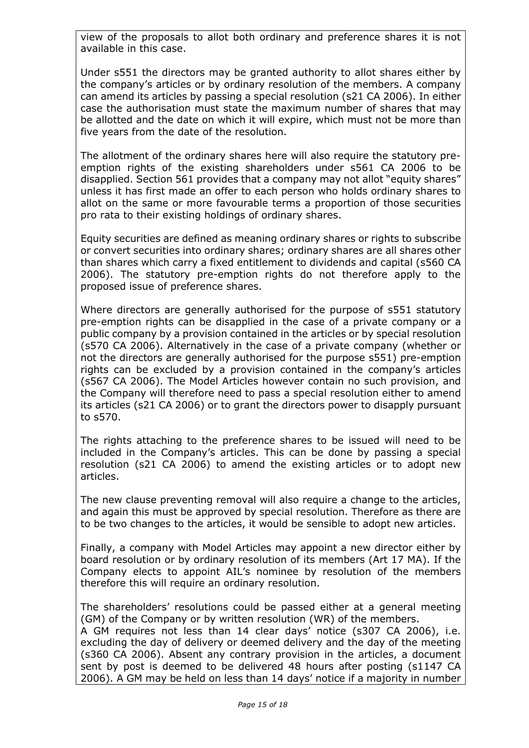view of the proposals to allot both ordinary and preference shares it is not available in this case.

Under s551 the directors may be granted authority to allot shares either by the company's articles or by ordinary resolution of the members. A company can amend its articles by passing a special resolution (s21 CA 2006). In either case the authorisation must state the maximum number of shares that may be allotted and the date on which it will expire, which must not be more than five years from the date of the resolution.

The allotment of the ordinary shares here will also require the statutory pre-emption rights of the existing shareholders under s561 CA 2006 to be disapplied. Section 561 provides that a company may not allot "equity shares" unless it has first made an offer to each person who holds ordinary shares to allot on the same or more favourable terms a proportion of those securities pro rata to their existing holdings of ordinary shares.

Equity securities are defined as meaning ordinary shares or rights to subscribe or convert securities into ordinary shares; ordinary shares are all shares other than shares which carry a fixed entitlement to dividends and capital (s560 CA 2006). The statutory pre-emption rights do not therefore apply to the proposed issue of preference shares.

Where directors are generally authorised for the purpose of s551 statutory pre-emption rights can be disapplied in the case of a private company or a public company by a provision contained in the articles or by special resolution (s570 CA 2006). Alternatively in the case of a private company (whether or not the directors are generally authorised for the purpose s551) pre-emption rights can be excluded by a provision contained in the company's articles (s567 CA 2006). The Model Articles however contain no such provision, and the Company will therefore need to pass a special resolution either to amend its articles (s21 CA 2006) or to grant the directors power to disapply pursuant to s570.

The rights attaching to the preference shares to be issued will need to be included in the Company's articles. This can be done by passing a special resolution (s21 CA 2006) to amend the existing articles or to adopt new articles.

The new clause preventing removal will also require a change to the articles, and again this must be approved by special resolution. Therefore as there are to be two changes to the articles, it would be sensible to adopt new articles.

Finally, a company with Model Articles may appoint a new director either by board resolution or by ordinary resolution of its members (Art 17 MA). If the Company elects to appoint AIL's nominee by resolution of the members therefore this will require an ordinary resolution.

The shareholders' resolutions could be passed either at a general meeting (GM) of the Company or by written resolution (WR) of the members.
A GM requires not less than 14 clear days' notice (s307 CA 2006), i.e. excluding the day of delivery or deemed delivery and the day of the meeting (s360 CA 2006). Absent any contrary provision in the articles, a document sent by post is deemed to be delivered 48 hours after posting (s1147 CA 2006). A GM may be held on less than 14 days' notice if a majority in number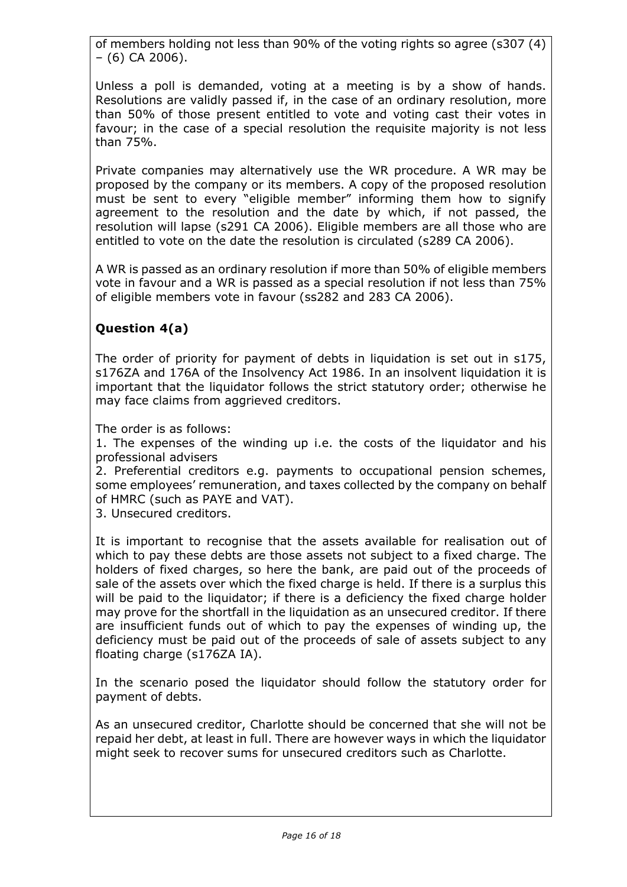of members holding not less than 90% of the voting rights so agree (s307 (4) – (6) CA 2006).

Unless a poll is demanded, voting at a meeting is by a show of hands. Resolutions are validly passed if, in the case of an ordinary resolution, more than 50% of those present entitled to vote and voting cast their votes in favour; in the case of a special resolution the requisite majority is not less than 75%.

Private companies may alternatively use the WR procedure. A WR may be proposed by the company or its members. A copy of the proposed resolution must be sent to every "eligible member" informing them how to signify agreement to the resolution and the date by which, if not passed, the resolution will lapse (s291 CA 2006). Eligible members are all those who are entitled to vote on the date the resolution is circulated (s289 CA 2006).

A WR is passed as an ordinary resolution if more than 50% of eligible members vote in favour and a WR is passed as a special resolution if not less than 75% of eligible members vote in favour (ss282 and 283 CA 2006).

## Question 4(a)

The order of priority for payment of debts in liquidation is set out in s175, s176ZA and 176A of the Insolvency Act 1986. In an insolvent liquidation it is important that the liquidator follows the strict statutory order; otherwise he may face claims from aggrieved creditors.

The order is as follows:

1. The expenses of the winding up i.e. the costs of the liquidator and his professional advisers
2. Preferential creditors e.g. payments to occupational pension schemes, some employees' remuneration, and taxes collected by the company on behalf of HMRC (such as PAYE and VAT).
3. Unsecured creditors.

It is important to recognise that the assets available for realisation out of which to pay these debts are those assets not subject to a fixed charge. The holders of fixed charges, so here the bank, are paid out of the proceeds of sale of the assets over which the fixed charge is held. If there is a surplus this will be paid to the liquidator; if there is a deficiency the fixed charge holder may prove for the shortfall in the liquidation as an unsecured creditor. If there are insufficient funds out of which to pay the expenses of winding up, the deficiency must be paid out of the proceeds of sale of assets subject to any floating charge (s176ZA IA).

In the scenario posed the liquidator should follow the statutory order for payment of debts.

As an unsecured creditor, Charlotte should be concerned that she will not be repaid her debt, at least in full. There are however ways in which the liquidator might seek to recover sums for unsecured creditors such as Charlotte.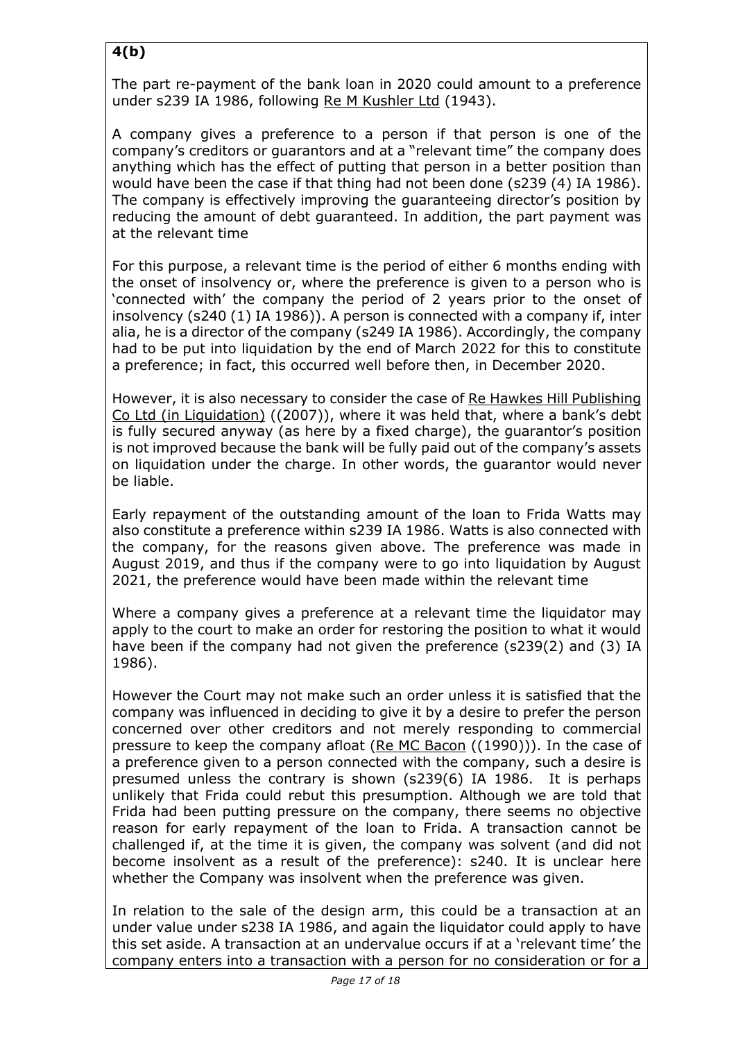**4(b)**

The part re-payment of the bank loan in 2020 could amount to a preference under s239 IA 1986, following <u>Re M Kushler Ltd</u> (1943).

A company gives a preference to a person if that person is one of the company's creditors or guarantors and at a "relevant time" the company does anything which has the effect of putting that person in a better position than would have been the case if that thing had not been done (s239 (4) IA 1986). The company is effectively improving the guaranteeing director's position by reducing the amount of debt guaranteed. In addition, the part payment was at the relevant time

For this purpose, a relevant time is the period of either 6 months ending with the onset of insolvency or, where the preference is given to a person who is 'connected with' the company the period of 2 years prior to the onset of insolvency (s240 (1) IA 1986)). A person is connected with a company if, inter alia, he is a director of the company (s249 IA 1986). Accordingly, the company had to be put into liquidation by the end of March 2022 for this to constitute a preference; in fact, this occurred well before then, in December 2020.

However, it is also necessary to consider the case of <u>Re Hawkes Hill Publishing Co Ltd (in Liquidation)</u> ((2007)), where it was held that, where a bank's debt is fully secured anyway (as here by a fixed charge), the guarantor's position is not improved because the bank will be fully paid out of the company's assets on liquidation under the charge. In other words, the guarantor would never be liable.

Early repayment of the outstanding amount of the loan to Frida Watts may also constitute a preference within s239 IA 1986. Watts is also connected with the company, for the reasons given above. The preference was made in August 2019, and thus if the company were to go into liquidation by August 2021, the preference would have been made within the relevant time

Where a company gives a preference at a relevant time the liquidator may apply to the court to make an order for restoring the position to what it would have been if the company had not given the preference (s239(2) and (3) IA 1986).

However the Court may not make such an order unless it is satisfied that the company was influenced in deciding to give it by a desire to prefer the person concerned over other creditors and not merely responding to commercial pressure to keep the company afloat (<u>Re MC Bacon</u> ((1990))). In the case of a preference given to a person connected with the company, such a desire is presumed unless the contrary is shown (s239(6) IA 1986. It is perhaps unlikely that Frida could rebut this presumption. Although we are told that Frida had been putting pressure on the company, there seems no objective reason for early repayment of the loan to Frida. A transaction cannot be challenged if, at the time it is given, the company was solvent (and did not become insolvent as a result of the preference): s240. It is unclear here whether the Company was insolvent when the preference was given.

In relation to the sale of the design arm, this could be a transaction at an under value under s238 IA 1986, and again the liquidator could apply to have this set aside. A transaction at an undervalue occurs if at a 'relevant time' the company enters into a transaction with a person for no consideration or for a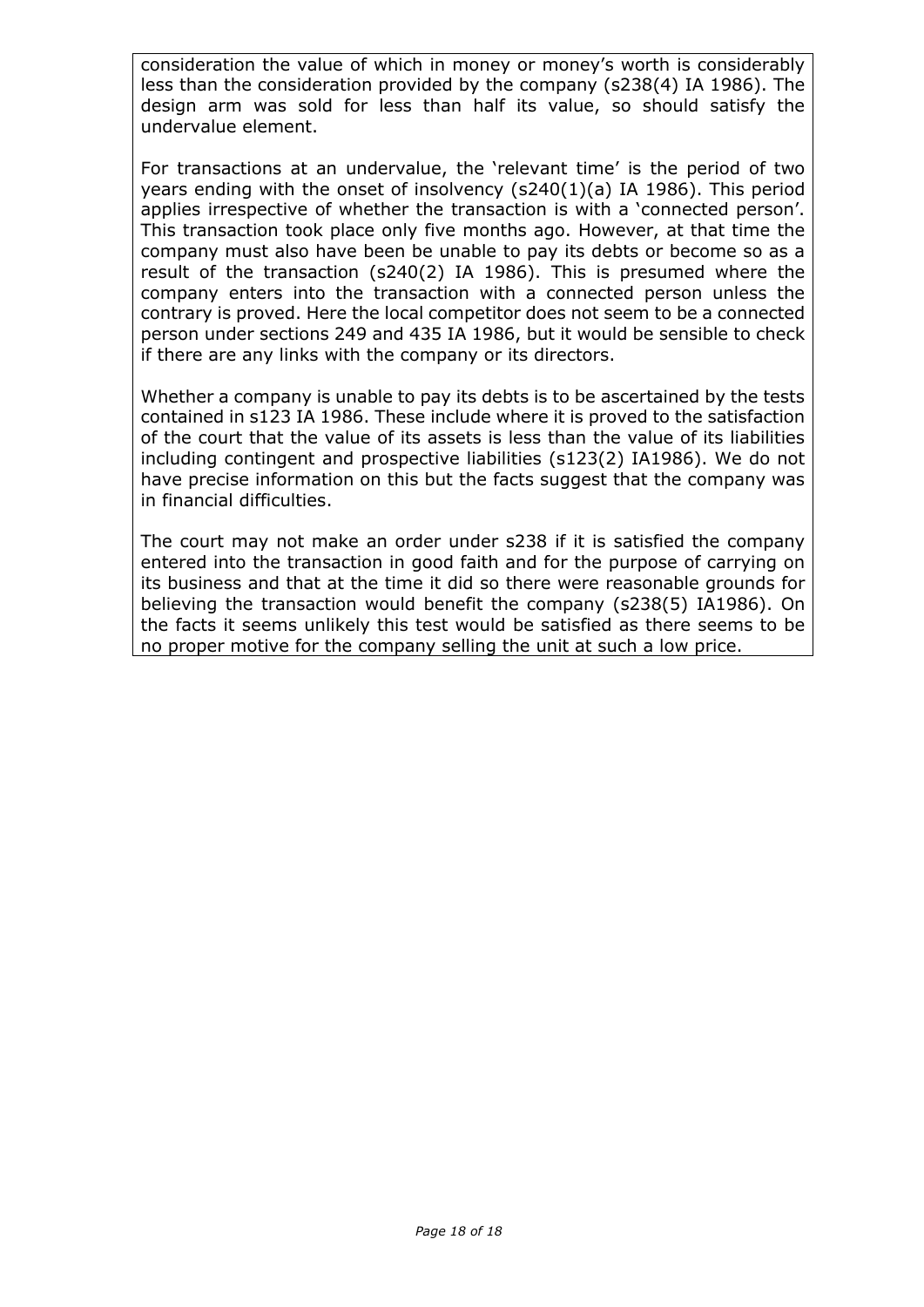consideration the value of which in money or money's worth is considerably less than the consideration provided by the company (s238(4) IA 1986). The design arm was sold for less than half its value, so should satisfy the undervalue element.

For transactions at an undervalue, the 'relevant time' is the period of two years ending with the onset of insolvency (s240(1)(a) IA 1986). This period applies irrespective of whether the transaction is with a 'connected person'. This transaction took place only five months ago. However, at that time the company must also have been be unable to pay its debts or become so as a result of the transaction (s240(2) IA 1986). This is presumed where the company enters into the transaction with a connected person unless the contrary is proved. Here the local competitor does not seem to be a connected person under sections 249 and 435 IA 1986, but it would be sensible to check if there are any links with the company or its directors.

Whether a company is unable to pay its debts is to be ascertained by the tests contained in s123 IA 1986. These include where it is proved to the satisfaction of the court that the value of its assets is less than the value of its liabilities including contingent and prospective liabilities (s123(2) IA1986). We do not have precise information on this but the facts suggest that the company was in financial difficulties.

The court may not make an order under s238 if it is satisfied the company entered into the transaction in good faith and for the purpose of carrying on its business and that at the time it did so there were reasonable grounds for believing the transaction would benefit the company (s238(5) IA1986). On the facts it seems unlikely this test would be satisfied as there seems to be no proper motive for the company selling the unit at such a low price.